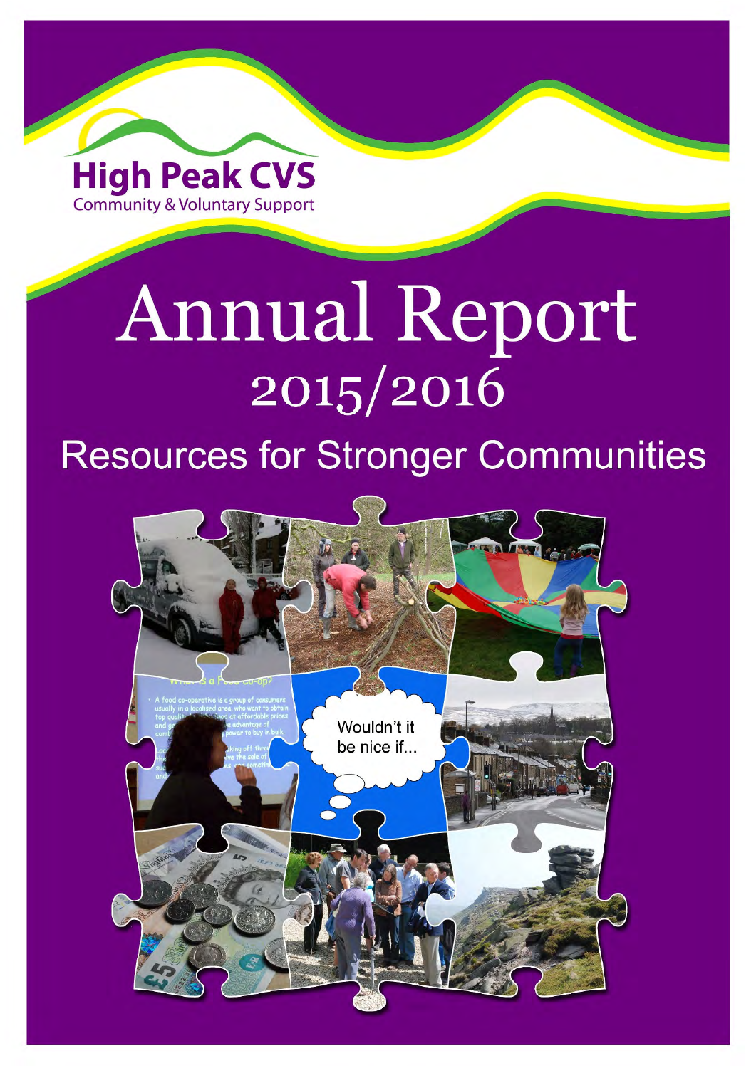High Peak CVS
Community & Voluntary Support

# Annual Report 2015/2016

## Resources for Stronger Communities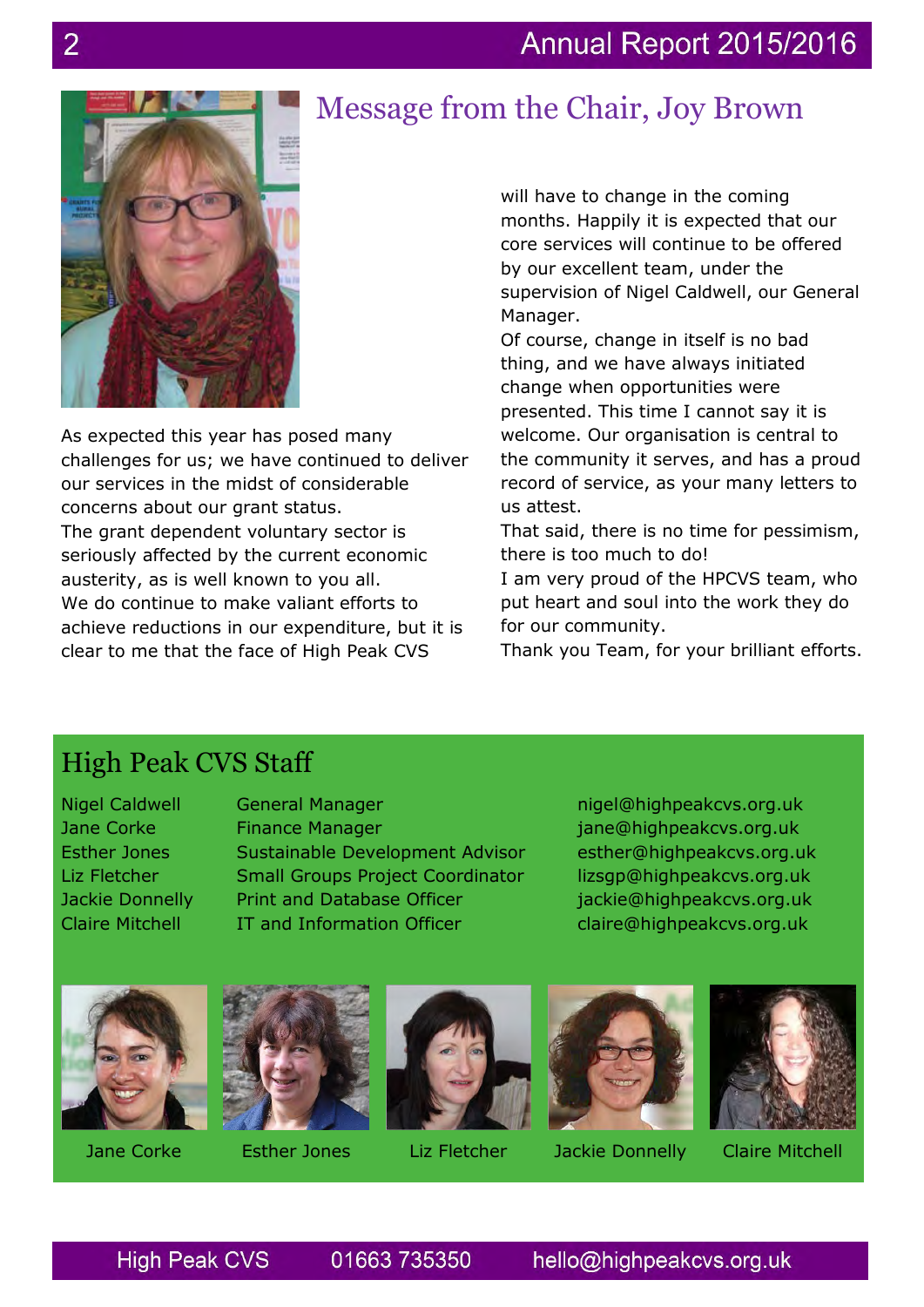# Message from the Chair, Joy Brown

As expected this year has posed many challenges for us; we have continued to deliver our services in the midst of considerable concerns about our grant status.
The grant dependent voluntary sector is seriously affected by the current economic austerity, as is well known to you all.
We do continue to make valiant efforts to achieve reductions in our expenditure, but it is clear to me that the face of High Peak CVS will have to change in the coming months. Happily it is expected that our core services will continue to be offered by our excellent team, under the supervision of Nigel Caldwell, our General Manager.
Of course, change in itself is no bad thing, and we have always initiated change when opportunities were presented. This time I cannot say it is welcome. Our organisation is central to the community it serves, and has a proud record of service, as your many letters to us attest.
That said, there is no time for pessimism, there is too much to do!
I am very proud of the HPCVS team, who put heart and soul into the work they do for our community.
Thank you Team, for your brilliant efforts.

## High Peak CVS Staff

| | | |
|---|---|---|
| Nigel Caldwell | General Manager | nigel@highpeakcvs.org.uk |
| Jane Corke | Finance Manager | jane@highpeakcvs.org.uk |
| Esther Jones | Sustainable Development Advisor | esther@highpeakcvs.org.uk |
| Liz Fletcher | Small Groups Project Coordinator | lizsgp@highpeakcvs.org.uk |
| Jackie Donnelly | Print and Database Officer | jackie@highpeakcvs.org.uk |
| Claire Mitchell | IT and Information Officer | claire@highpeakcvs.org.uk |

Jane Corke

Esther Jones

Liz Fletcher

Jackie Donnelly

Claire Mitchell

High Peak CVS 01663 735350 hello@highpeakcvs.org.uk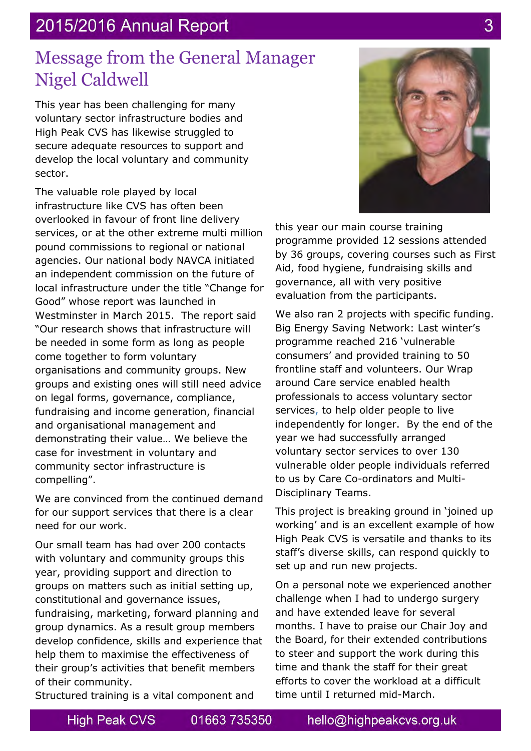# Message from the General Manager Nigel Caldwell

This year has been challenging for many voluntary sector infrastructure bodies and High Peak CVS has likewise struggled to secure adequate resources to support and develop the local voluntary and community sector.

The valuable role played by local infrastructure like CVS has often been overlooked in favour of front line delivery services, or at the other extreme multi million pound commissions to regional or national agencies. Our national body NAVCA initiated an independent commission on the future of local infrastructure under the title "Change for Good" whose report was launched in Westminster in March 2015. The report said "Our research shows that infrastructure will be needed in some form as long as people come together to form voluntary organisations and community groups. New groups and existing ones will still need advice on legal forms, governance, compliance, fundraising and income generation, financial and organisational management and demonstrating their value… We believe the case for investment in voluntary and community sector infrastructure is compelling".

We are convinced from the continued demand for our support services that there is a clear need for our work.

Our small team has had over 200 contacts with voluntary and community groups this year, providing support and direction to groups on matters such as initial setting up, constitutional and governance issues, fundraising, marketing, forward planning and group dynamics. As a result group members develop confidence, skills and experience that help them to maximise the effectiveness of their group's activities that benefit members of their community.

Structured training is a vital component and this year our main course training programme provided 12 sessions attended by 36 groups, covering courses such as First Aid, food hygiene, fundraising skills and governance, all with very positive evaluation from the participants.

We also ran 2 projects with specific funding. Big Energy Saving Network: Last winter's programme reached 216 'vulnerable consumers' and provided training to 50 frontline staff and volunteers. Our Wrap around Care service enabled health professionals to access voluntary sector services, to help older people to live independently for longer. By the end of the year we had successfully arranged voluntary sector services to over 130 vulnerable older people individuals referred to us by Care Co-ordinators and Multi-Disciplinary Teams.

This project is breaking ground in 'joined up working' and is an excellent example of how High Peak CVS is versatile and thanks to its staff's diverse skills, can respond quickly to set up and run new projects.

On a personal note we experienced another challenge when I had to undergo surgery and have extended leave for several months. I have to praise our Chair Joy and the Board, for their extended contributions to steer and support the work during this time and thank the staff for their great efforts to cover the workload at a difficult time until I returned mid-March.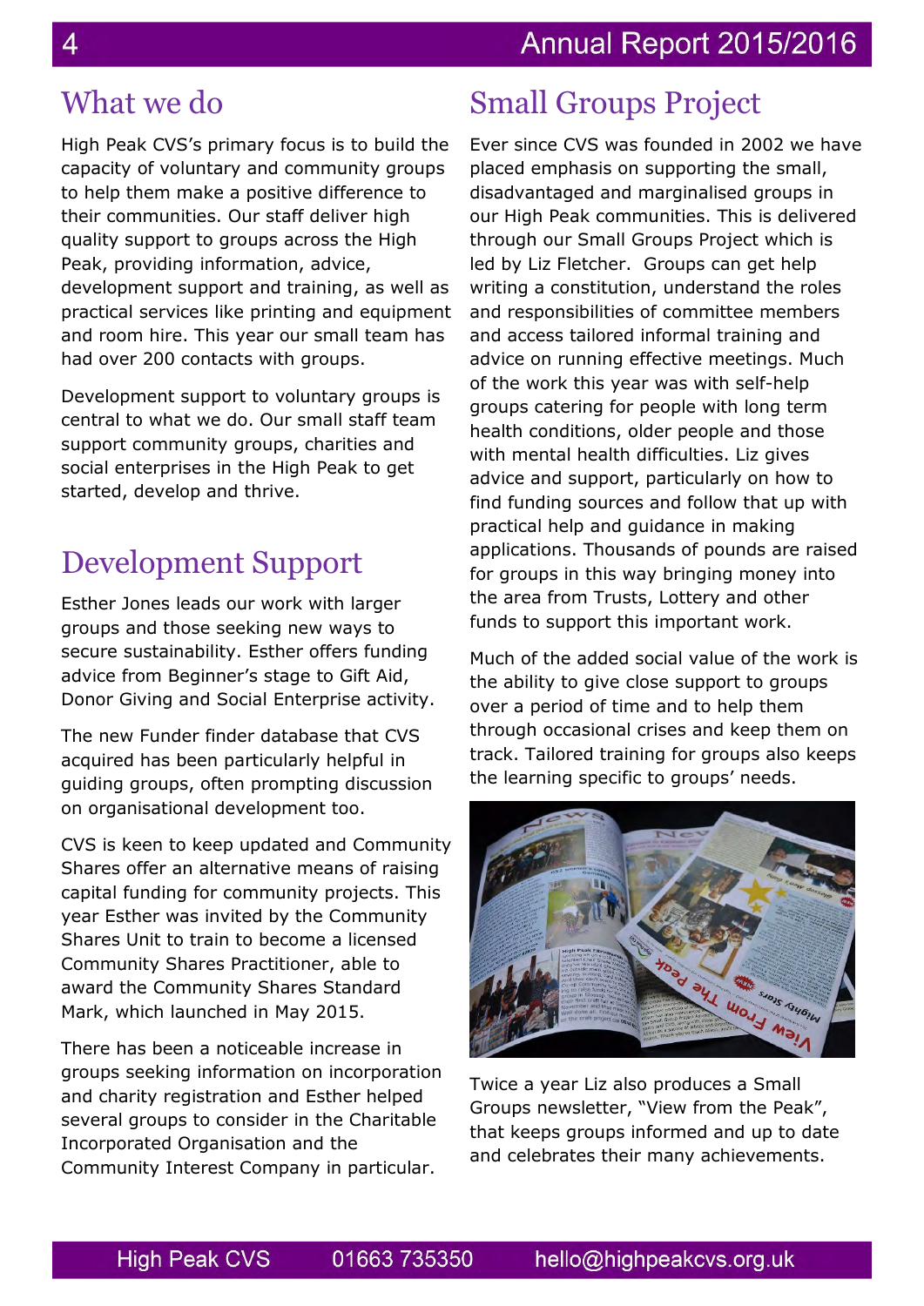## What we do

High Peak CVS's primary focus is to build the capacity of voluntary and community groups to help them make a positive difference to their communities. Our staff deliver high quality support to groups across the High Peak, providing information, advice, development support and training, as well as practical services like printing and equipment and room hire. This year our small team has had over 200 contacts with groups.

Development support to voluntary groups is central to what we do. Our small staff team support community groups, charities and social enterprises in the High Peak to get started, develop and thrive.

## Development Support

Esther Jones leads our work with larger groups and those seeking new ways to secure sustainability. Esther offers funding advice from Beginner's stage to Gift Aid, Donor Giving and Social Enterprise activity.

The new Funder finder database that CVS acquired has been particularly helpful in guiding groups, often prompting discussion on organisational development too.

CVS is keen to keep updated and Community Shares offer an alternative means of raising capital funding for community projects. This year Esther was invited by the Community Shares Unit to train to become a licensed Community Shares Practitioner, able to award the Community Shares Standard Mark, which launched in May 2015.

There has been a noticeable increase in groups seeking information on incorporation and charity registration and Esther helped several groups to consider in the Charitable Incorporated Organisation and the Community Interest Company in particular.

## Small Groups Project

Ever since CVS was founded in 2002 we have placed emphasis on supporting the small, disadvantaged and marginalised groups in our High Peak communities. This is delivered through our Small Groups Project which is led by Liz Fletcher. Groups can get help writing a constitution, understand the roles and responsibilities of committee members and access tailored informal training and advice on running effective meetings. Much of the work this year was with self-help groups catering for people with long term health conditions, older people and those with mental health difficulties. Liz gives advice and support, particularly on how to find funding sources and follow that up with practical help and guidance in making applications. Thousands of pounds are raised for groups in this way bringing money into the area from Trusts, Lottery and other funds to support this important work.

Much of the added social value of the work is the ability to give close support to groups over a period of time and to help them through occasional crises and keep them on track. Tailored training for groups also keeps the learning specific to groups' needs.

Twice a year Liz also produces a Small Groups newsletter, "View from the Peak", that keeps groups informed and up to date and celebrates their many achievements.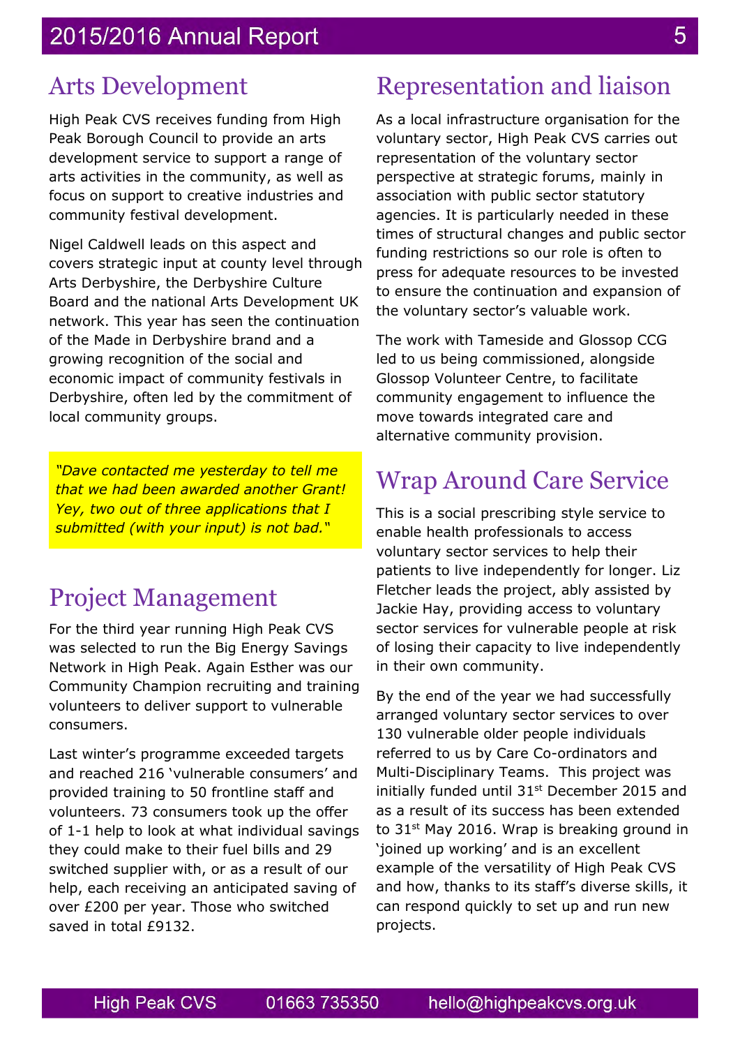## Arts Development

High Peak CVS receives funding from High Peak Borough Council to provide an arts development service to support a range of arts activities in the community, as well as focus on support to creative industries and community festival development.

Nigel Caldwell leads on this aspect and covers strategic input at county level through Arts Derbyshire, the Derbyshire Culture Board and the national Arts Development UK network. This year has seen the continuation of the Made in Derbyshire brand and a growing recognition of the social and economic impact of community festivals in Derbyshire, often led by the commitment of local community groups.

> *"Dave contacted me yesterday to tell me that we had been awarded another Grant! Yey, two out of three applications that I submitted (with your input) is not bad."*

## Project Management

For the third year running High Peak CVS was selected to run the Big Energy Savings Network in High Peak. Again Esther was our Community Champion recruiting and training volunteers to deliver support to vulnerable consumers.

Last winter's programme exceeded targets and reached 216 'vulnerable consumers' and provided training to 50 frontline staff and volunteers. 73 consumers took up the offer of 1-1 help to look at what individual savings they could make to their fuel bills and 29 switched supplier with, or as a result of our help, each receiving an anticipated saving of over £200 per year. Those who switched saved in total £9132.

## Representation and liaison

As a local infrastructure organisation for the voluntary sector, High Peak CVS carries out representation of the voluntary sector perspective at strategic forums, mainly in association with public sector statutory agencies. It is particularly needed in these times of structural changes and public sector funding restrictions so our role is often to press for adequate resources to be invested to ensure the continuation and expansion of the voluntary sector's valuable work.

The work with Tameside and Glossop CCG led to us being commissioned, alongside Glossop Volunteer Centre, to facilitate community engagement to influence the move towards integrated care and alternative community provision.

## Wrap Around Care Service

This is a social prescribing style service to enable health professionals to access voluntary sector services to help their patients to live independently for longer. Liz Fletcher leads the project, ably assisted by Jackie Hay, providing access to voluntary sector services for vulnerable people at risk of losing their capacity to live independently in their own community.

By the end of the year we had successfully arranged voluntary sector services to over 130 vulnerable older people individuals referred to us by Care Co-ordinators and Multi-Disciplinary Teams. This project was initially funded until 31st December 2015 and as a result of its success has been extended to 31st May 2016. Wrap is breaking ground in 'joined up working' and is an excellent example of the versatility of High Peak CVS and how, thanks to its staff's diverse skills, it can respond quickly to set up and run new projects.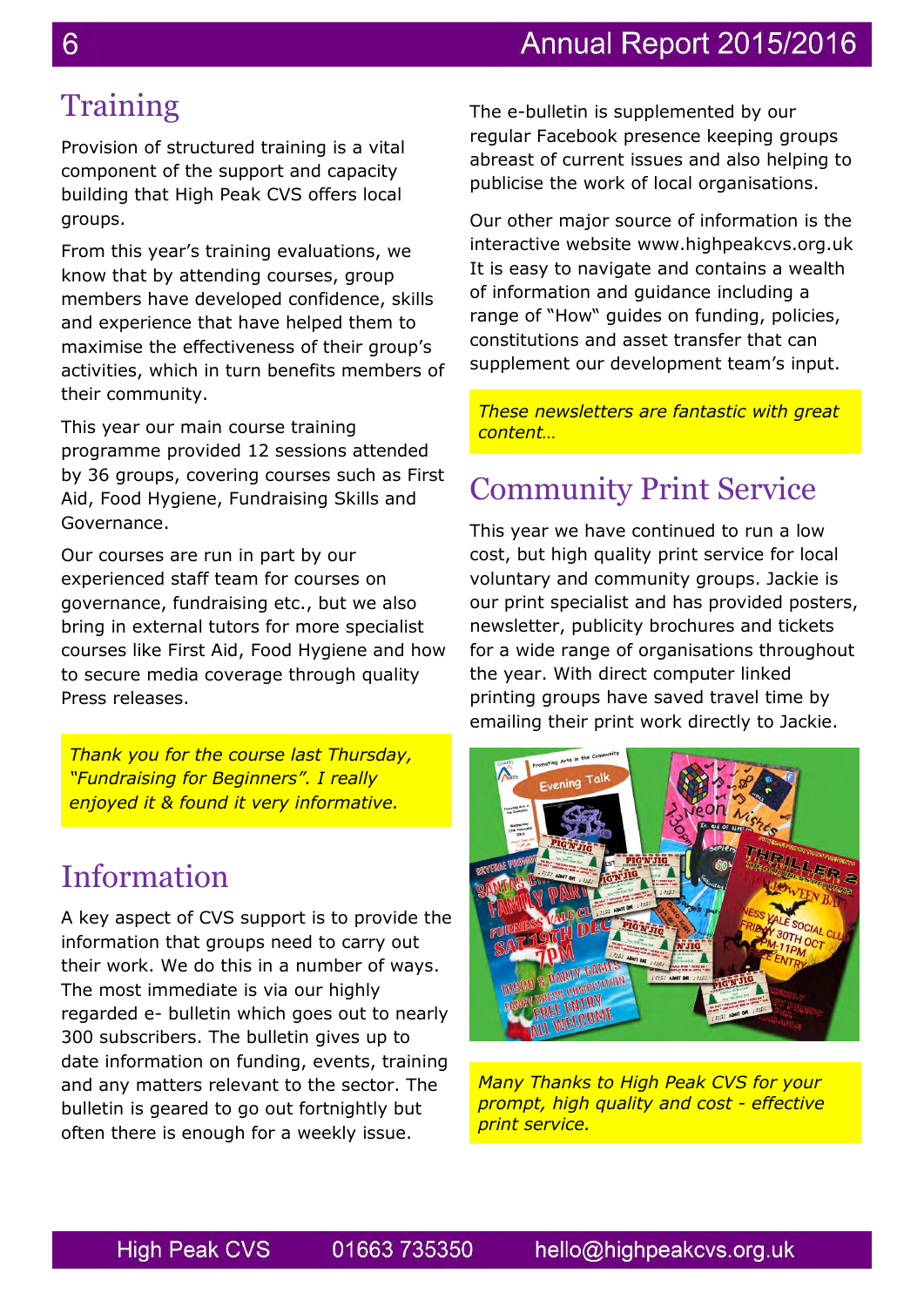## Training

Provision of structured training is a vital component of the support and capacity building that High Peak CVS offers local groups.

From this year's training evaluations, we know that by attending courses, group members have developed confidence, skills and experience that have helped them to maximise the effectiveness of their group's activities, which in turn benefits members of their community.

This year our main course training programme provided 12 sessions attended by 36 groups, covering courses such as First Aid, Food Hygiene, Fundraising Skills and Governance.

Our courses are run in part by our experienced staff team for courses on governance, fundraising etc., but we also bring in external tutors for more specialist courses like First Aid, Food Hygiene and how to secure media coverage through quality Press releases.

*Thank you for the course last Thursday, "Fundraising for Beginners". I really enjoyed it & found it very informative.*

## Information

A key aspect of CVS support is to provide the information that groups need to carry out their work. We do this in a number of ways. The most immediate is via our highly regarded e- bulletin which goes out to nearly 300 subscribers. The bulletin gives up to date information on funding, events, training and any matters relevant to the sector. The bulletin is geared to go out fortnightly but often there is enough for a weekly issue.

The e-bulletin is supplemented by our regular Facebook presence keeping groups abreast of current issues and also helping to publicise the work of local organisations.

Our other major source of information is the interactive website www.highpeakcvs.org.uk It is easy to navigate and contains a wealth of information and guidance including a range of "How" guides on funding, policies, constitutions and asset transfer that can supplement our development team's input.

*These newsletters are fantastic with great content…*

## Community Print Service

This year we have continued to run a low cost, but high quality print service for local voluntary and community groups. Jackie is our print specialist and has provided posters, newsletter, publicity brochures and tickets for a wide range of organisations throughout the year. With direct computer linked printing groups have saved travel time by emailing their print work directly to Jackie.

*Many Thanks to High Peak CVS for your prompt, high quality and cost - effective print service.*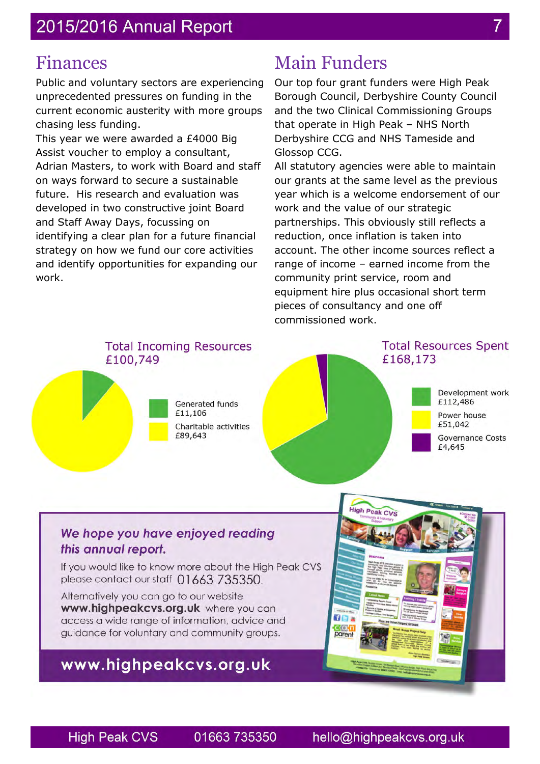## Finances

Public and voluntary sectors are experiencing unprecedented pressures on funding in the current economic austerity with more groups chasing less funding.

This year we were awarded a £4000 Big Assist voucher to employ a consultant, Adrian Masters, to work with Board and staff on ways forward to secure a sustainable future. His research and evaluation was developed in two constructive joint Board and Staff Away Days, focussing on identifying a clear plan for a future financial strategy on how we fund our core activities and identify opportunities for expanding our work.

## Main Funders

Our top four grant funders were High Peak Borough Council, Derbyshire County Council and the two Clinical Commissioning Groups that operate in High Peak – NHS North Derbyshire CCG and NHS Tameside and Glossop CCG.

All statutory agencies were able to maintain our grants at the same level as the previous year which is a welcome endorsement of our work and the value of our strategic partnerships. This obviously still reflects a reduction, once inflation is taken into account. The other income sources reflect a range of income – earned income from the community print service, room and equipment hire plus occasional short term pieces of consultancy and one off commissioned work.

**Total Incoming Resources £100,749**

- Generated funds £11,106
- Charitable activities £89,643

**Total Resources Spent £168,173**

- Development work £112,486
- Power house £51,042
- Governance Costs £4,645

***We hope you have enjoyed reading this annual report.***

If you would like to know more about the High Peak CVS please contact our staff 01663 735350.

Alternatively you can go to our website **www.highpeakcvs.org.uk** where you can access a wide range of information, advice and guidance for voluntary and community groups.

**www.highpeakcvs.org.uk**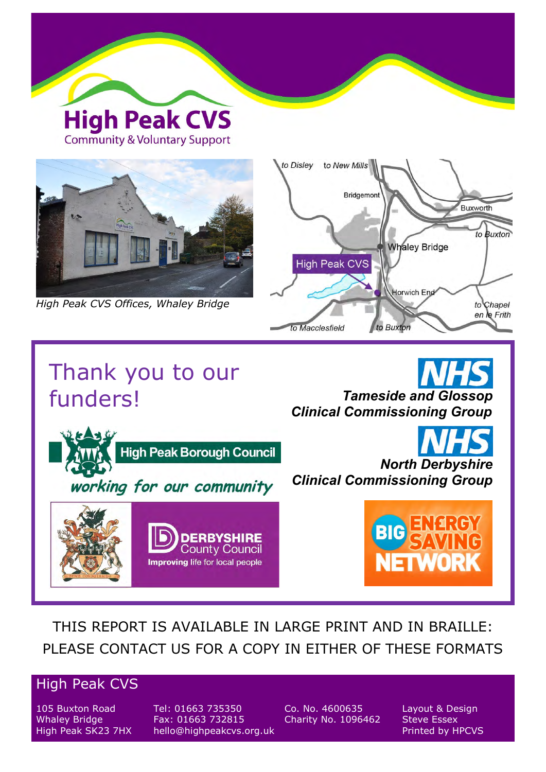# High Peak CVS

Community & Voluntary Support

*High Peak CVS Offices, Whaley Bridge*

to Disley
to New Mills
Bridgemont
Buxworth
to Buxton
Whaley Bridge
High Peak CVS
Horwich End
to Chapel en le Frith
to Macclesfield
to Buxton

## Thank you to our funders!

**NHS**
***Tameside and Glossop Clinical Commissioning Group***

**NHS**
***North Derbyshire Clinical Commissioning Group***

High Peak Borough Council
*working for our community*

DERBYSHIRE County Council
**Improving** life for local people

BIG ENERGY SAVING NETWORK

THIS REPORT IS AVAILABLE IN LARGE PRINT AND IN BRAILLE: PLEASE CONTACT US FOR A COPY IN EITHER OF THESE FORMATS

## High Peak CVS

105 Buxton Road
Whaley Bridge
High Peak SK23 7HX

Tel: 01663 735350
Fax: 01663 732815
hello@highpeakcvs.org.uk

Co. No. 4600635
Charity No. 1096462

Layout & Design
Steve Essex
Printed by HPCVS